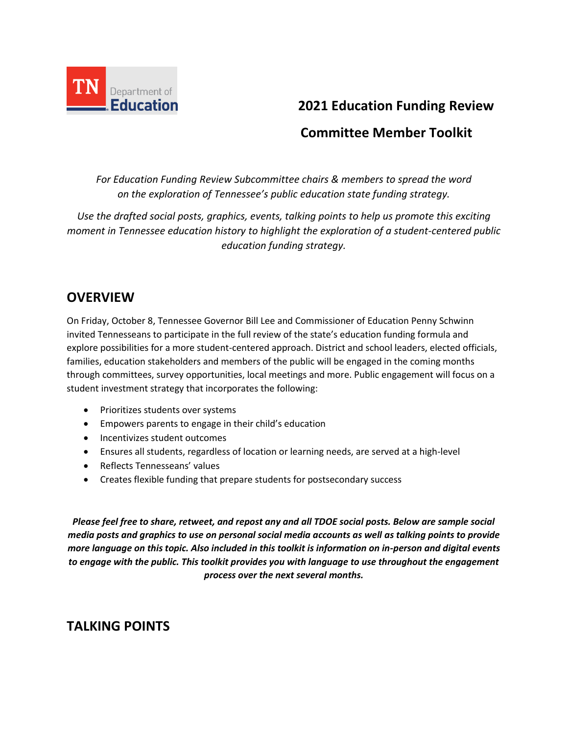TN Department of Education

# 2021 Education Funding Review

# Committee Member Toolkit

*For Education Funding Review Subcommittee chairs & members to spread the word on the exploration of Tennessee's public education state funding strategy.*

*Use the drafted social posts, graphics, events, talking points to help us promote this exciting moment in Tennessee education history to highlight the exploration of a student-centered public education funding strategy.*

## OVERVIEW

On Friday, October 8, Tennessee Governor Bill Lee and Commissioner of Education Penny Schwinn invited Tennesseans to participate in the full review of the state's education funding formula and explore possibilities for a more student-centered approach. District and school leaders, elected officials, families, education stakeholders and members of the public will be engaged in the coming months through committees, survey opportunities, local meetings and more. Public engagement will focus on a student investment strategy that incorporates the following:

- Prioritizes students over systems
- Empowers parents to engage in their child's education
- Incentivizes student outcomes
- Ensures all students, regardless of location or learning needs, are served at a high-level
- Reflects Tennesseans' values
- Creates flexible funding that prepare students for postsecondary success

***Please feel free to share, retweet, and repost any and all TDOE social posts. Below are sample social media posts and graphics to use on personal social media accounts as well as talking points to provide more language on this topic. Also included in this toolkit is information on in-person and digital events to engage with the public. This toolkit provides you with language to use throughout the engagement process over the next several months.***

## TALKING POINTS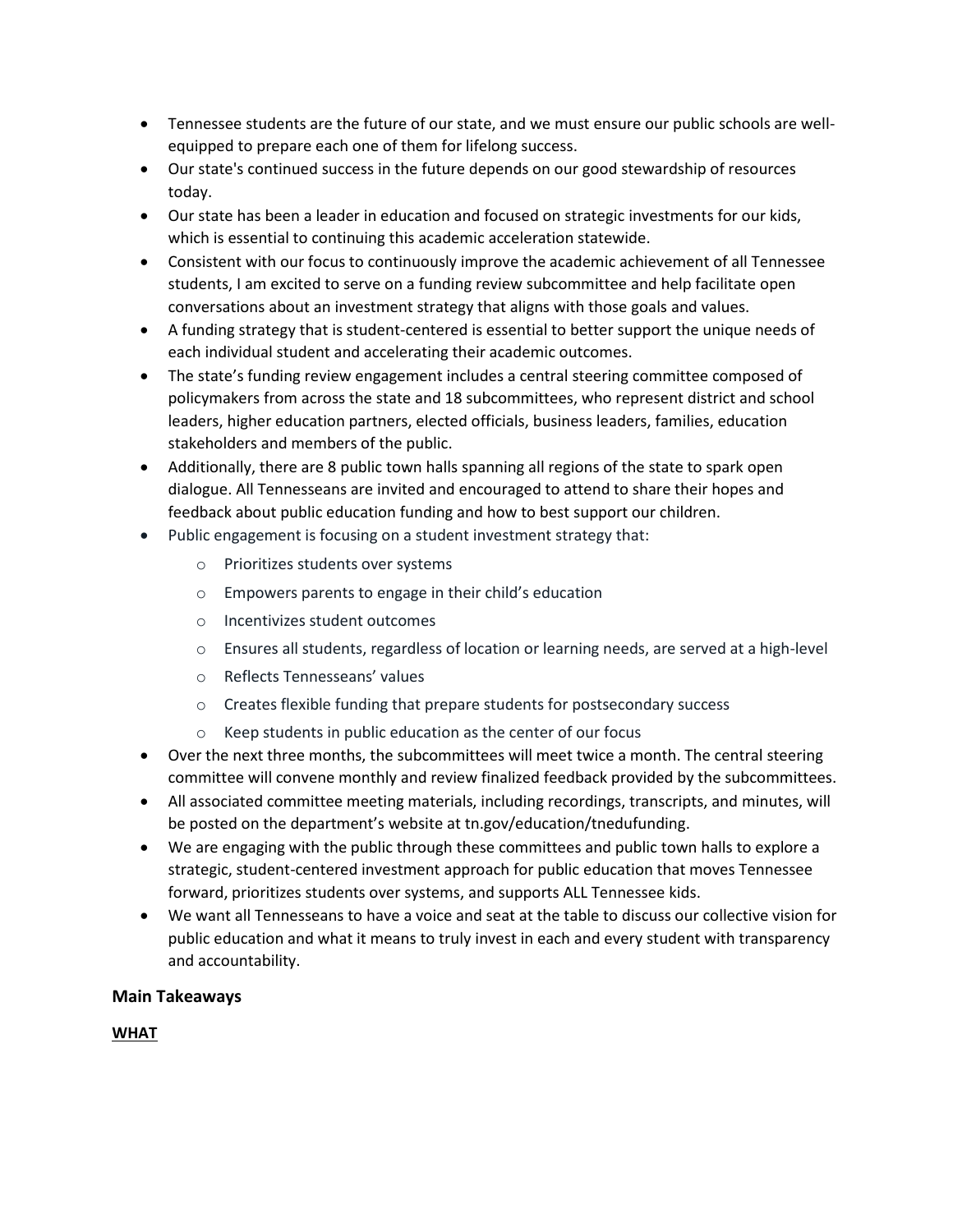- Tennessee students are the future of our state, and we must ensure our public schools are well-equipped to prepare each one of them for lifelong success.
- Our state's continued success in the future depends on our good stewardship of resources today.
- Our state has been a leader in education and focused on strategic investments for our kids, which is essential to continuing this academic acceleration statewide.
- Consistent with our focus to continuously improve the academic achievement of all Tennessee students, I am excited to serve on a funding review subcommittee and help facilitate open conversations about an investment strategy that aligns with those goals and values.
- A funding strategy that is student-centered is essential to better support the unique needs of each individual student and accelerating their academic outcomes.
- The state's funding review engagement includes a central steering committee composed of policymakers from across the state and 18 subcommittees, who represent district and school leaders, higher education partners, elected officials, business leaders, families, education stakeholders and members of the public.
- Additionally, there are 8 public town halls spanning all regions of the state to spark open dialogue. All Tennesseans are invited and encouraged to attend to share their hopes and feedback about public education funding and how to best support our children.
- Public engagement is focusing on a student investment strategy that:
    - Prioritizes students over systems
    - Empowers parents to engage in their child's education
    - Incentivizes student outcomes
    - Ensures all students, regardless of location or learning needs, are served at a high-level
    - Reflects Tennesseans' values
    - Creates flexible funding that prepare students for postsecondary success
    - Keep students in public education as the center of our focus
- Over the next three months, the subcommittees will meet twice a month. The central steering committee will convene monthly and review finalized feedback provided by the subcommittees.
- All associated committee meeting materials, including recordings, transcripts, and minutes, will be posted on the department's website at tn.gov/education/tnedufunding.
- We are engaging with the public through these committees and public town halls to explore a strategic, student-centered investment approach for public education that moves Tennessee forward, prioritizes students over systems, and supports ALL Tennessee kids.
- We want all Tennesseans to have a voice and seat at the table to discuss our collective vision for public education and what it means to truly invest in each and every student with transparency and accountability.

### Main Takeaways

**WHAT**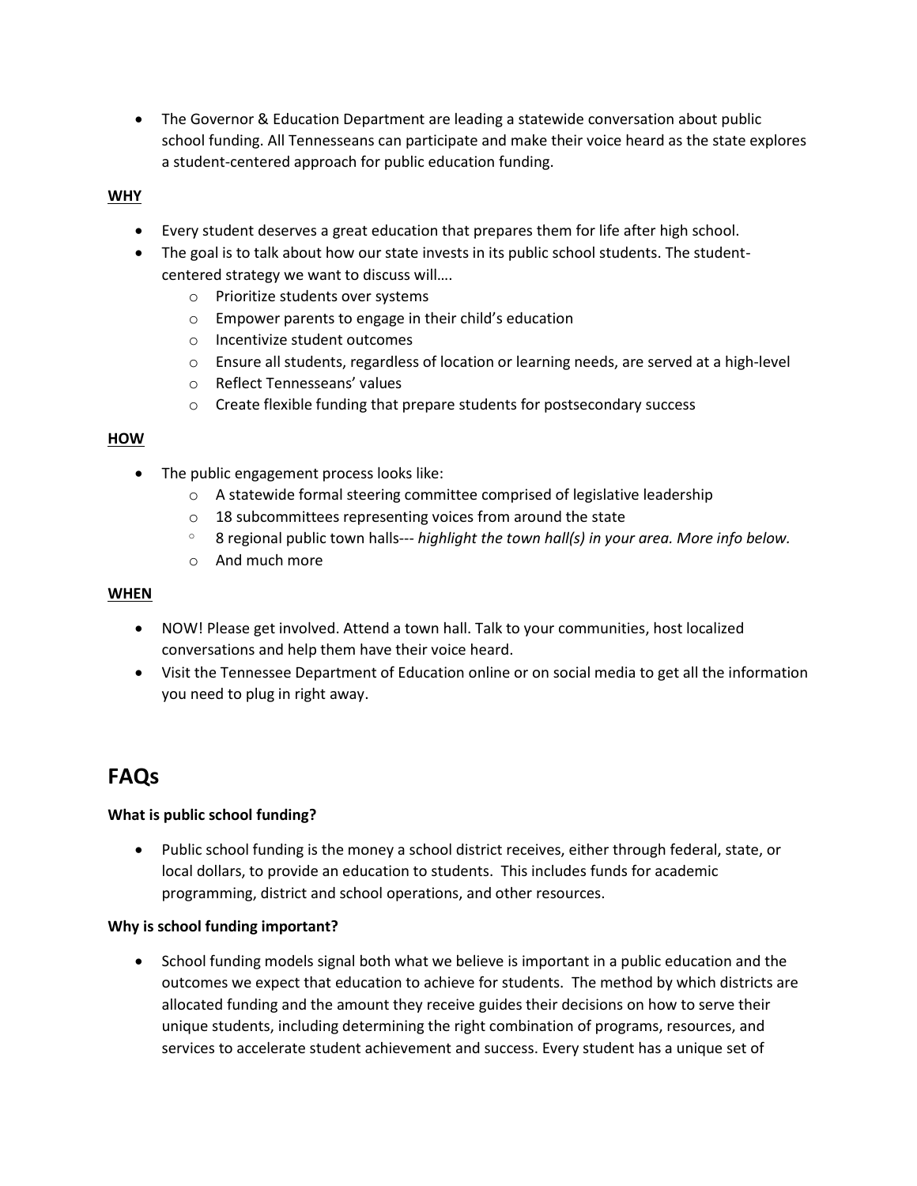- The Governor & Education Department are leading a statewide conversation about public school funding. All Tennesseans can participate and make their voice heard as the state explores a student-centered approach for public education funding.

**WHY**

- Every student deserves a great education that prepares them for life after high school.
- The goal is to talk about how our state invests in its public school students. The student-centered strategy we want to discuss will….
    - Prioritize students over systems
    - Empower parents to engage in their child's education
    - Incentivize student outcomes
    - Ensure all students, regardless of location or learning needs, are served at a high-level
    - Reflect Tennesseans' values
    - Create flexible funding that prepare students for postsecondary success

**HOW**

- The public engagement process looks like:
    - A statewide formal steering committee comprised of legislative leadership
    - 18 subcommittees representing voices from around the state
    - 8 regional public town halls--- *highlight the town hall(s) in your area. More info below.*
    - And much more

**WHEN**

- NOW! Please get involved. Attend a town hall. Talk to your communities, host localized conversations and help them have their voice heard.
- Visit the Tennessee Department of Education online or on social media to get all the information you need to plug in right away.

# FAQs

**What is public school funding?**

- Public school funding is the money a school district receives, either through federal, state, or local dollars, to provide an education to students. This includes funds for academic programming, district and school operations, and other resources.

**Why is school funding important?**

- School funding models signal both what we believe is important in a public education and the outcomes we expect that education to achieve for students. The method by which districts are allocated funding and the amount they receive guides their decisions on how to serve their unique students, including determining the right combination of programs, resources, and services to accelerate student achievement and success. Every student has a unique set of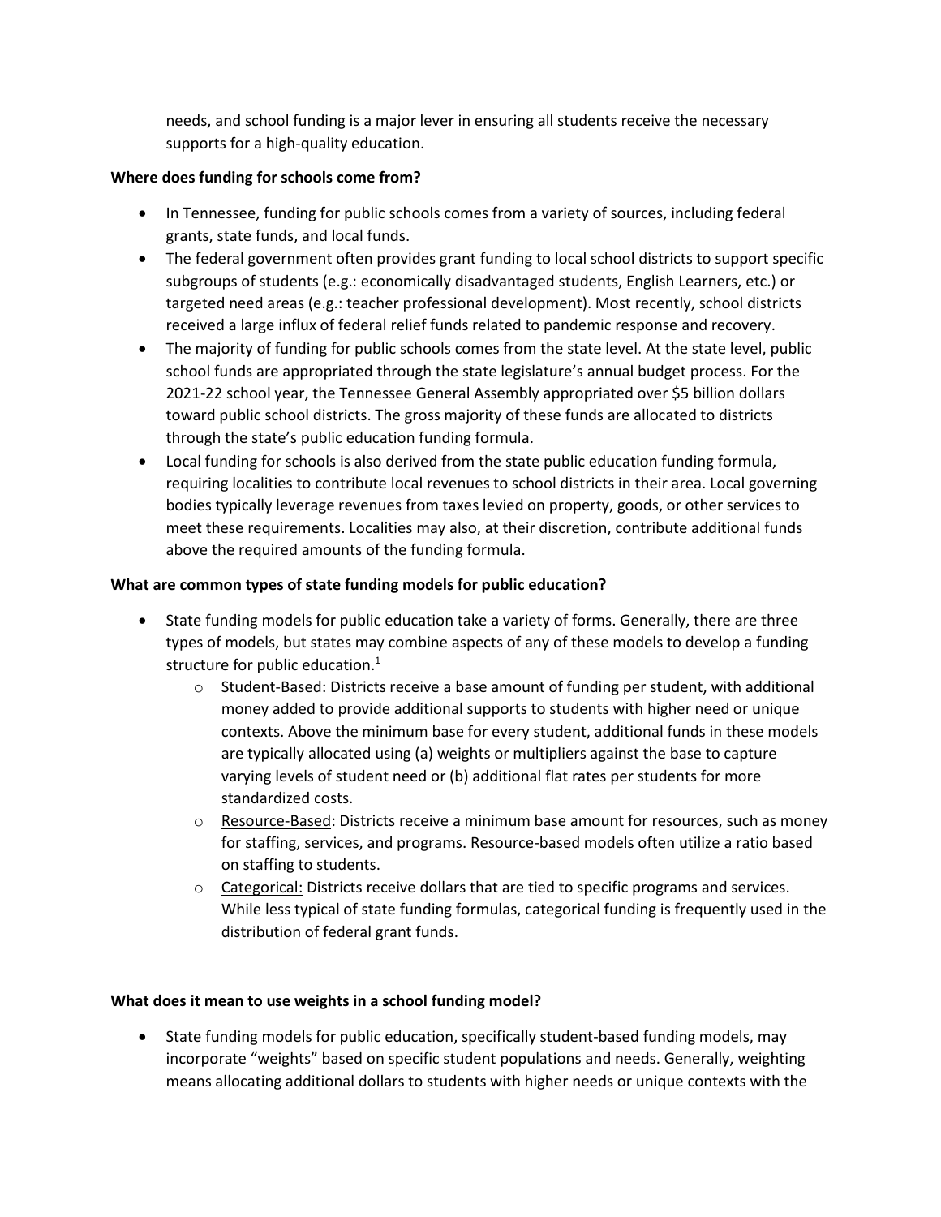needs, and school funding is a major lever in ensuring all students receive the necessary supports for a high-quality education.

**Where does funding for schools come from?**

- In Tennessee, funding for public schools comes from a variety of sources, including federal grants, state funds, and local funds.
- The federal government often provides grant funding to local school districts to support specific subgroups of students (e.g.: economically disadvantaged students, English Learners, etc.) or targeted need areas (e.g.: teacher professional development). Most recently, school districts received a large influx of federal relief funds related to pandemic response and recovery.
- The majority of funding for public schools comes from the state level. At the state level, public school funds are appropriated through the state legislature's annual budget process. For the 2021-22 school year, the Tennessee General Assembly appropriated over $5 billion dollars toward public school districts. The gross majority of these funds are allocated to districts through the state's public education funding formula.
- Local funding for schools is also derived from the state public education funding formula, requiring localities to contribute local revenues to school districts in their area. Local governing bodies typically leverage revenues from taxes levied on property, goods, or other services to meet these requirements. Localities may also, at their discretion, contribute additional funds above the required amounts of the funding formula.

**What are common types of state funding models for public education?**

- State funding models for public education take a variety of forms. Generally, there are three types of models, but states may combine aspects of any of these models to develop a funding structure for public education.[1]
  - Student-Based: Districts receive a base amount of funding per student, with additional money added to provide additional supports to students with higher need or unique contexts. Above the minimum base for every student, additional funds in these models are typically allocated using (a) weights or multipliers against the base to capture varying levels of student need or (b) additional flat rates per students for more standardized costs.
  - Resource-Based: Districts receive a minimum base amount for resources, such as money for staffing, services, and programs. Resource-based models often utilize a ratio based on staffing to students.
  - Categorical: Districts receive dollars that are tied to specific programs and services. While less typical of state funding formulas, categorical funding is frequently used in the distribution of federal grant funds.

**What does it mean to use weights in a school funding model?**

- State funding models for public education, specifically student-based funding models, may incorporate "weights" based on specific student populations and needs. Generally, weighting means allocating additional dollars to students with higher needs or unique contexts with the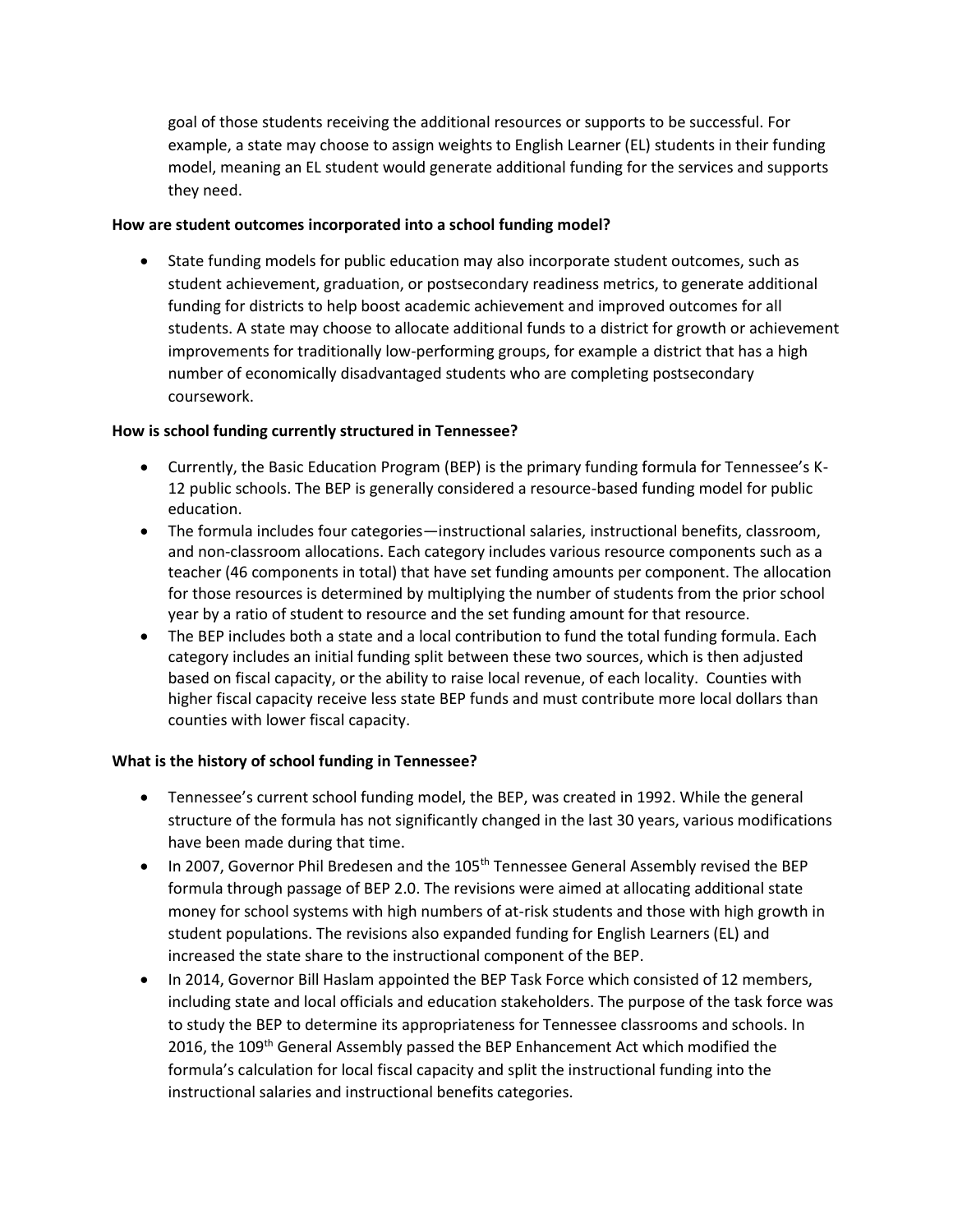goal of those students receiving the additional resources or supports to be successful. For example, a state may choose to assign weights to English Learner (EL) students in their funding model, meaning an EL student would generate additional funding for the services and supports they need.

**How are student outcomes incorporated into a school funding model?**

- State funding models for public education may also incorporate student outcomes, such as student achievement, graduation, or postsecondary readiness metrics, to generate additional funding for districts to help boost academic achievement and improved outcomes for all students. A state may choose to allocate additional funds to a district for growth or achievement improvements for traditionally low-performing groups, for example a district that has a high number of economically disadvantaged students who are completing postsecondary coursework.

**How is school funding currently structured in Tennessee?**

- Currently, the Basic Education Program (BEP) is the primary funding formula for Tennessee's K-12 public schools. The BEP is generally considered a resource-based funding model for public education.
- The formula includes four categories—instructional salaries, instructional benefits, classroom, and non-classroom allocations. Each category includes various resource components such as a teacher (46 components in total) that have set funding amounts per component. The allocation for those resources is determined by multiplying the number of students from the prior school year by a ratio of student to resource and the set funding amount for that resource.
- The BEP includes both a state and a local contribution to fund the total funding formula. Each category includes an initial funding split between these two sources, which is then adjusted based on fiscal capacity, or the ability to raise local revenue, of each locality. Counties with higher fiscal capacity receive less state BEP funds and must contribute more local dollars than counties with lower fiscal capacity.

**What is the history of school funding in Tennessee?**

- Tennessee's current school funding model, the BEP, was created in 1992. While the general structure of the formula has not significantly changed in the last 30 years, various modifications have been made during that time.
- In 2007, Governor Phil Bredesen and the 105th Tennessee General Assembly revised the BEP formula through passage of BEP 2.0. The revisions were aimed at allocating additional state money for school systems with high numbers of at-risk students and those with high growth in student populations. The revisions also expanded funding for English Learners (EL) and increased the state share to the instructional component of the BEP.
- In 2014, Governor Bill Haslam appointed the BEP Task Force which consisted of 12 members, including state and local officials and education stakeholders. The purpose of the task force was to study the BEP to determine its appropriateness for Tennessee classrooms and schools. In 2016, the 109th General Assembly passed the BEP Enhancement Act which modified the formula's calculation for local fiscal capacity and split the instructional funding into the instructional salaries and instructional benefits categories.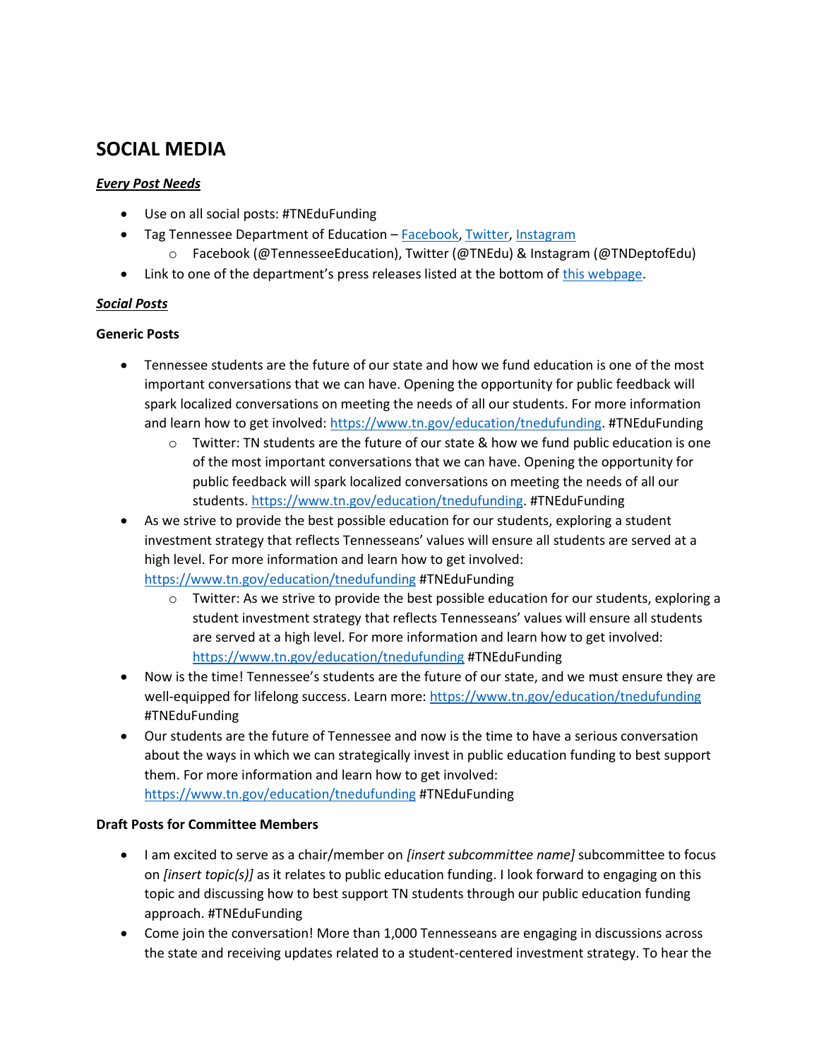# SOCIAL MEDIA

***Every Post Needs***

- Use on all social posts: #TNEduFunding
- Tag Tennessee Department of Education – Facebook, Twitter, Instagram
  - Facebook (@TennesseeEducation), Twitter (@TNEdu) & Instagram (@TNDeptofEdu)
- Link to one of the department's press releases listed at the bottom of this webpage.

***Social Posts***

**Generic Posts**

- Tennessee students are the future of our state and how we fund education is one of the most important conversations that we can have. Opening the opportunity for public feedback will spark localized conversations on meeting the needs of all our students. For more information and learn how to get involved: https://www.tn.gov/education/tnedufunding. #TNEduFunding
  - Twitter: TN students are the future of our state & how we fund public education is one of the most important conversations that we can have. Opening the opportunity for public feedback will spark localized conversations on meeting the needs of all our students. https://www.tn.gov/education/tnedufunding. #TNEduFunding
- As we strive to provide the best possible education for our students, exploring a student investment strategy that reflects Tennesseans' values will ensure all students are served at a high level. For more information and learn how to get involved: https://www.tn.gov/education/tnedufunding #TNEduFunding
  - Twitter: As we strive to provide the best possible education for our students, exploring a student investment strategy that reflects Tennesseans' values will ensure all students are served at a high level. For more information and learn how to get involved: https://www.tn.gov/education/tnedufunding #TNEduFunding
- Now is the time! Tennessee's students are the future of our state, and we must ensure they are well-equipped for lifelong success. Learn more: https://www.tn.gov/education/tnedufunding #TNEduFunding
- Our students are the future of Tennessee and now is the time to have a serious conversation about the ways in which we can strategically invest in public education funding to best support them. For more information and learn how to get involved: https://www.tn.gov/education/tnedufunding #TNEduFunding

**Draft Posts for Committee Members**

- I am excited to serve as a chair/member on *[insert subcommittee name]* subcommittee to focus on *[insert topic(s)]* as it relates to public education funding. I look forward to engaging on this topic and discussing how to best support TN students through our public education funding approach. #TNEduFunding
- Come join the conversation! More than 1,000 Tennesseans are engaging in discussions across the state and receiving updates related to a student-centered investment strategy. To hear the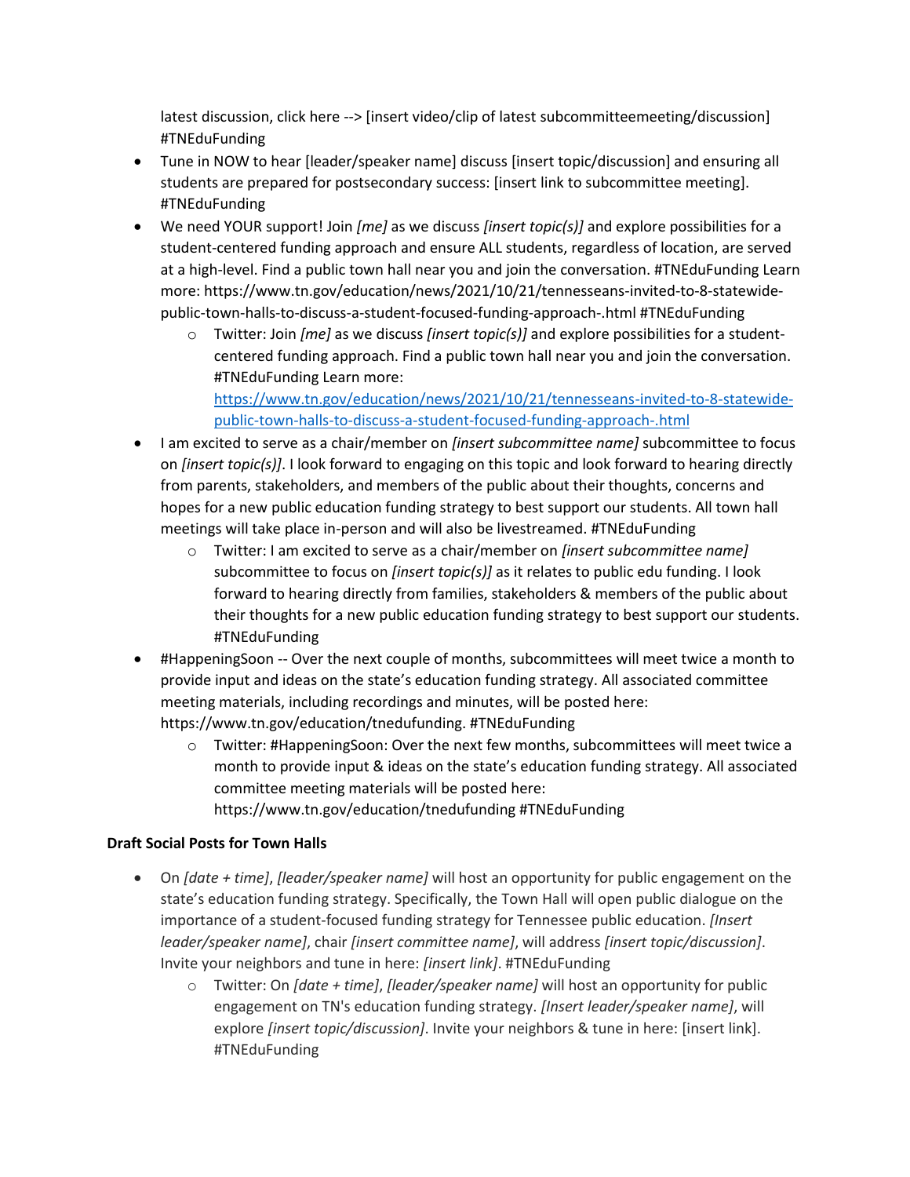latest discussion, click here --> [insert video/clip of latest subcommitteemeeting/discussion] #TNEduFunding

- Tune in NOW to hear [leader/speaker name] discuss [insert topic/discussion] and ensuring all students are prepared for postsecondary success: [insert link to subcommittee meeting]. #TNEduFunding
- We need YOUR support! Join *[me]* as we discuss *[insert topic(s)]* and explore possibilities for a student-centered funding approach and ensure ALL students, regardless of location, are served at a high-level. Find a public town hall near you and join the conversation. #TNEduFunding Learn more: https://www.tn.gov/education/news/2021/10/21/tennesseans-invited-to-8-statewide-public-town-halls-to-discuss-a-student-focused-funding-approach-.html #TNEduFunding
  - Twitter: Join *[me]* as we discuss *[insert topic(s)]* and explore possibilities for a student-centered funding approach. Find a public town hall near you and join the conversation. #TNEduFunding Learn more: [https://www.tn.gov/education/news/2021/10/21/tennesseans-invited-to-8-statewide-public-town-halls-to-discuss-a-student-focused-funding-approach-.html](https://www.tn.gov/education/news/2021/10/21/tennesseans-invited-to-8-statewide-public-town-halls-to-discuss-a-student-focused-funding-approach-.html)
- I am excited to serve as a chair/member on *[insert subcommittee name]* subcommittee to focus on *[insert topic(s)]*. I look forward to engaging on this topic and look forward to hearing directly from parents, stakeholders, and members of the public about their thoughts, concerns and hopes for a new public education funding strategy to best support our students. All town hall meetings will take place in-person and will also be livestreamed. #TNEduFunding
  - Twitter: I am excited to serve as a chair/member on *[insert subcommittee name]* subcommittee to focus on *[insert topic(s)]* as it relates to public edu funding. I look forward to hearing directly from families, stakeholders & members of the public about their thoughts for a new public education funding strategy to best support our students. #TNEduFunding
- #HappeningSoon -- Over the next couple of months, subcommittees will meet twice a month to provide input and ideas on the state's education funding strategy. All associated committee meeting materials, including recordings and minutes, will be posted here: https://www.tn.gov/education/tnedufunding. #TNEduFunding
  - Twitter: #HappeningSoon: Over the next few months, subcommittees will meet twice a month to provide input & ideas on the state's education funding strategy. All associated committee meeting materials will be posted here: https://www.tn.gov/education/tnedufunding #TNEduFunding

**Draft Social Posts for Town Halls**

- On *[date + time]*, *[leader/speaker name]* will host an opportunity for public engagement on the state's education funding strategy. Specifically, the Town Hall will open public dialogue on the importance of a student-focused funding strategy for Tennessee public education. *[Insert leader/speaker name]*, chair *[insert committee name]*, will address *[insert topic/discussion]*. Invite your neighbors and tune in here: *[insert link]*. #TNEduFunding
  - Twitter: On *[date + time]*, *[leader/speaker name]* will host an opportunity for public engagement on TN's education funding strategy. *[Insert leader/speaker name]*, will explore *[insert topic/discussion]*. Invite your neighbors & tune in here: [insert link]. #TNEduFunding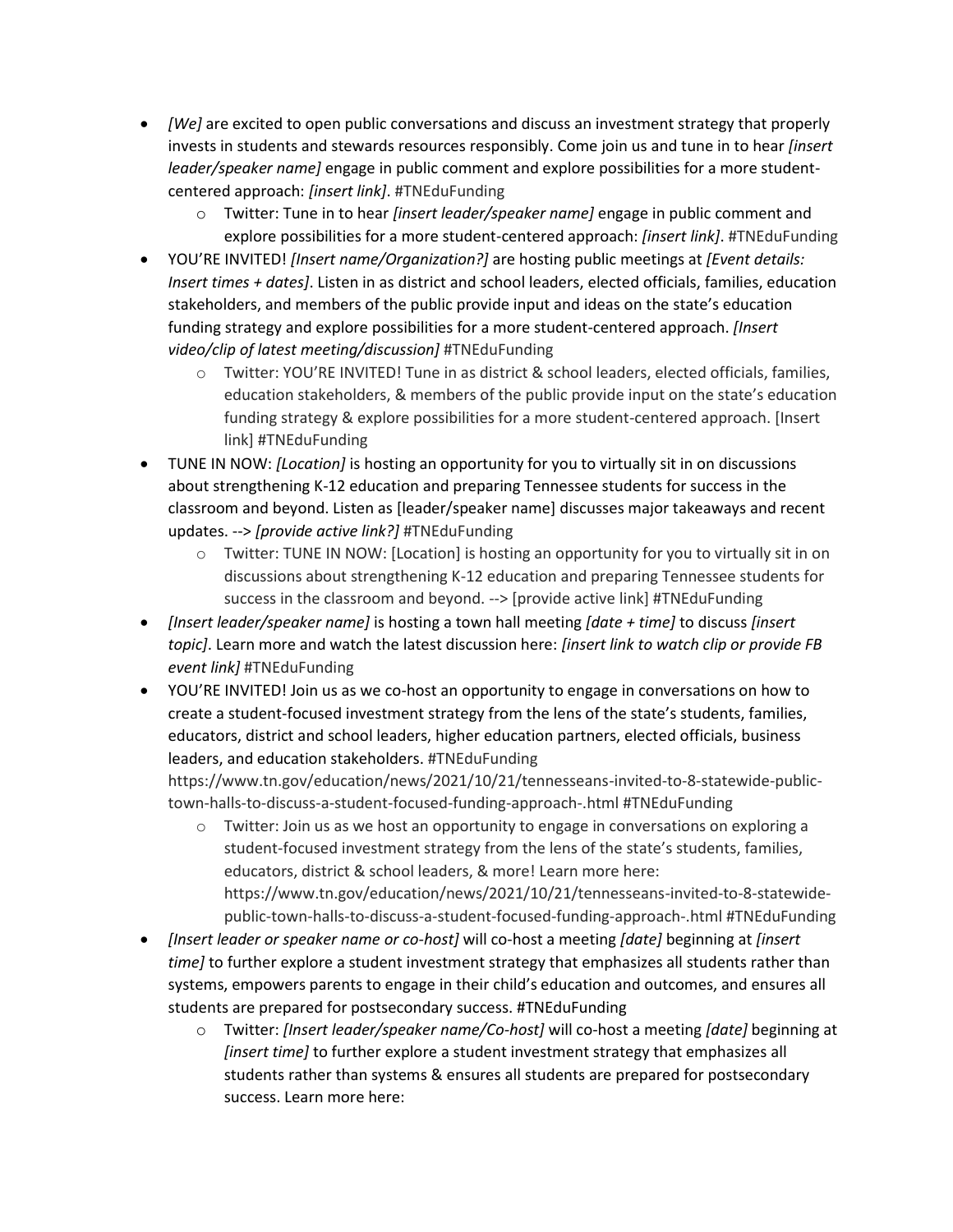- *[We]* are excited to open public conversations and discuss an investment strategy that properly invests in students and stewards resources responsibly. Come join us and tune in to hear *[insert leader/speaker name]* engage in public comment and explore possibilities for a more student-centered approach: *[insert link]*. #TNEduFunding
    - Twitter: Tune in to hear *[insert leader/speaker name]* engage in public comment and explore possibilities for a more student-centered approach: *[insert link]*. #TNEduFunding
- YOU'RE INVITED! *[Insert name/Organization?]* are hosting public meetings at *[Event details: Insert times + dates]*. Listen in as district and school leaders, elected officials, families, education stakeholders, and members of the public provide input and ideas on the state's education funding strategy and explore possibilities for a more student-centered approach. *[Insert video/clip of latest meeting/discussion]* #TNEduFunding
    - Twitter: YOU'RE INVITED! Tune in as district & school leaders, elected officials, families, education stakeholders, & members of the public provide input on the state's education funding strategy & explore possibilities for a more student-centered approach. [Insert link] #TNEduFunding
- TUNE IN NOW: *[Location]* is hosting an opportunity for you to virtually sit in on discussions about strengthening K-12 education and preparing Tennessee students for success in the classroom and beyond. Listen as [leader/speaker name] discusses major takeaways and recent updates. --> *[provide active link?]* #TNEduFunding
    - Twitter: TUNE IN NOW: [Location] is hosting an opportunity for you to virtually sit in on discussions about strengthening K-12 education and preparing Tennessee students for success in the classroom and beyond. --> [provide active link] #TNEduFunding
- *[Insert leader/speaker name]* is hosting a town hall meeting *[date + time]* to discuss *[insert topic]*. Learn more and watch the latest discussion here: *[insert link to watch clip or provide FB event link]* #TNEduFunding
- YOU'RE INVITED! Join us as we co-host an opportunity to engage in conversations on how to create a student-focused investment strategy from the lens of the state's students, families, educators, district and school leaders, higher education partners, elected officials, business leaders, and education stakeholders. #TNEduFunding https://www.tn.gov/education/news/2021/10/21/tennesseans-invited-to-8-statewide-public-town-halls-to-discuss-a-student-focused-funding-approach-.html #TNEduFunding
    - Twitter: Join us as we host an opportunity to engage in conversations on exploring a student-focused investment strategy from the lens of the state's students, families, educators, district & school leaders, & more! Learn more here: https://www.tn.gov/education/news/2021/10/21/tennesseans-invited-to-8-statewide-public-town-halls-to-discuss-a-student-focused-funding-approach-.html #TNEduFunding
- *[Insert leader or speaker name or co-host]* will co-host a meeting *[date]* beginning at *[insert time]* to further explore a student investment strategy that emphasizes all students rather than systems, empowers parents to engage in their child's education and outcomes, and ensures all students are prepared for postsecondary success. #TNEduFunding
    - Twitter: *[Insert leader/speaker name/Co-host]* will co-host a meeting *[date]* beginning at *[insert time]* to further explore a student investment strategy that emphasizes all students rather than systems & ensures all students are prepared for postsecondary success. Learn more here: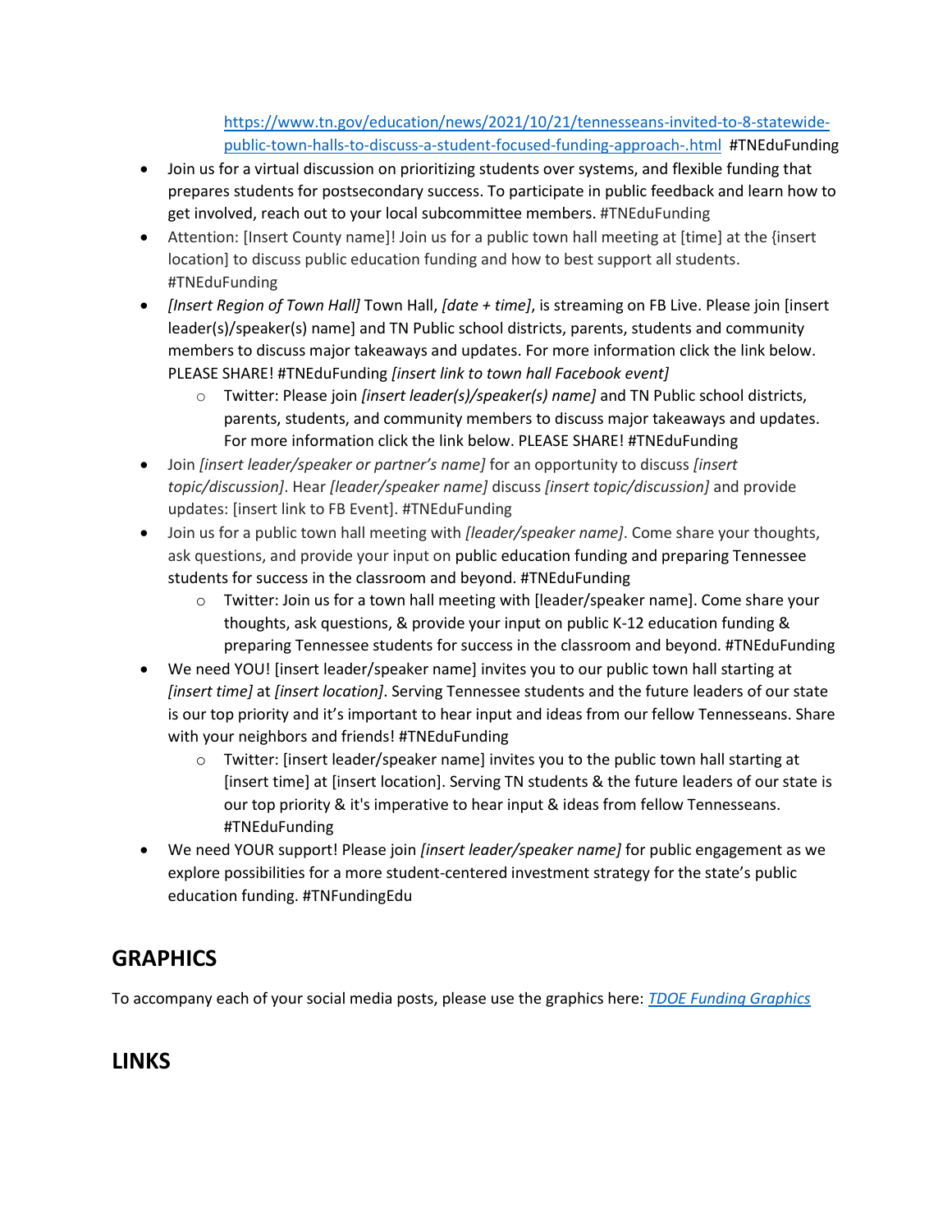https://www.tn.gov/education/news/2021/10/21/tennesseans-invited-to-8-statewide-public-town-halls-to-discuss-a-student-focused-funding-approach-.html #TNEduFunding

- Join us for a virtual discussion on prioritizing students over systems, and flexible funding that prepares students for postsecondary success. To participate in public feedback and learn how to get involved, reach out to your local subcommittee members. #TNEduFunding
- Attention: [Insert County name]! Join us for a public town hall meeting at [time] at the {insert location] to discuss public education funding and how to best support all students. #TNEduFunding
- *[Insert Region of Town Hall]* Town Hall, *[date + time]*, is streaming on FB Live. Please join [insert leader(s)/speaker(s) name] and TN Public school districts, parents, students and community members to discuss major takeaways and updates. For more information click the link below. PLEASE SHARE! #TNEduFunding *[insert link to town hall Facebook event]*
  - Twitter: Please join *[insert leader(s)/speaker(s) name]* and TN Public school districts, parents, students, and community members to discuss major takeaways and updates. For more information click the link below. PLEASE SHARE! #TNEduFunding
- Join *[insert leader/speaker or partner's name]* for an opportunity to discuss *[insert topic/discussion]*. Hear *[leader/speaker name]* discuss *[insert topic/discussion]* and provide updates: [insert link to FB Event]. #TNEduFunding
- Join us for a public town hall meeting with *[leader/speaker name]*. Come share your thoughts, ask questions, and provide your input on public education funding and preparing Tennessee students for success in the classroom and beyond. #TNEduFunding
  - Twitter: Join us for a town hall meeting with [leader/speaker name]. Come share your thoughts, ask questions, & provide your input on public K-12 education funding & preparing Tennessee students for success in the classroom and beyond. #TNEduFunding
- We need YOU! [insert leader/speaker name] invites you to our public town hall starting at *[insert time]* at *[insert location]*. Serving Tennessee students and the future leaders of our state is our top priority and it's important to hear input and ideas from our fellow Tennesseans. Share with your neighbors and friends! #TNEduFunding
  - Twitter: [insert leader/speaker name] invites you to the public town hall starting at [insert time] at [insert location]. Serving TN students & the future leaders of our state is our top priority & it's imperative to hear input & ideas from fellow Tennesseans. #TNEduFunding
- We need YOUR support! Please join *[insert leader/speaker name]* for public engagement as we explore possibilities for a more student-centered investment strategy for the state's public education funding. #TNFundingEdu

## GRAPHICS

To accompany each of your social media posts, please use the graphics here: *TDOE Funding Graphics*

## LINKS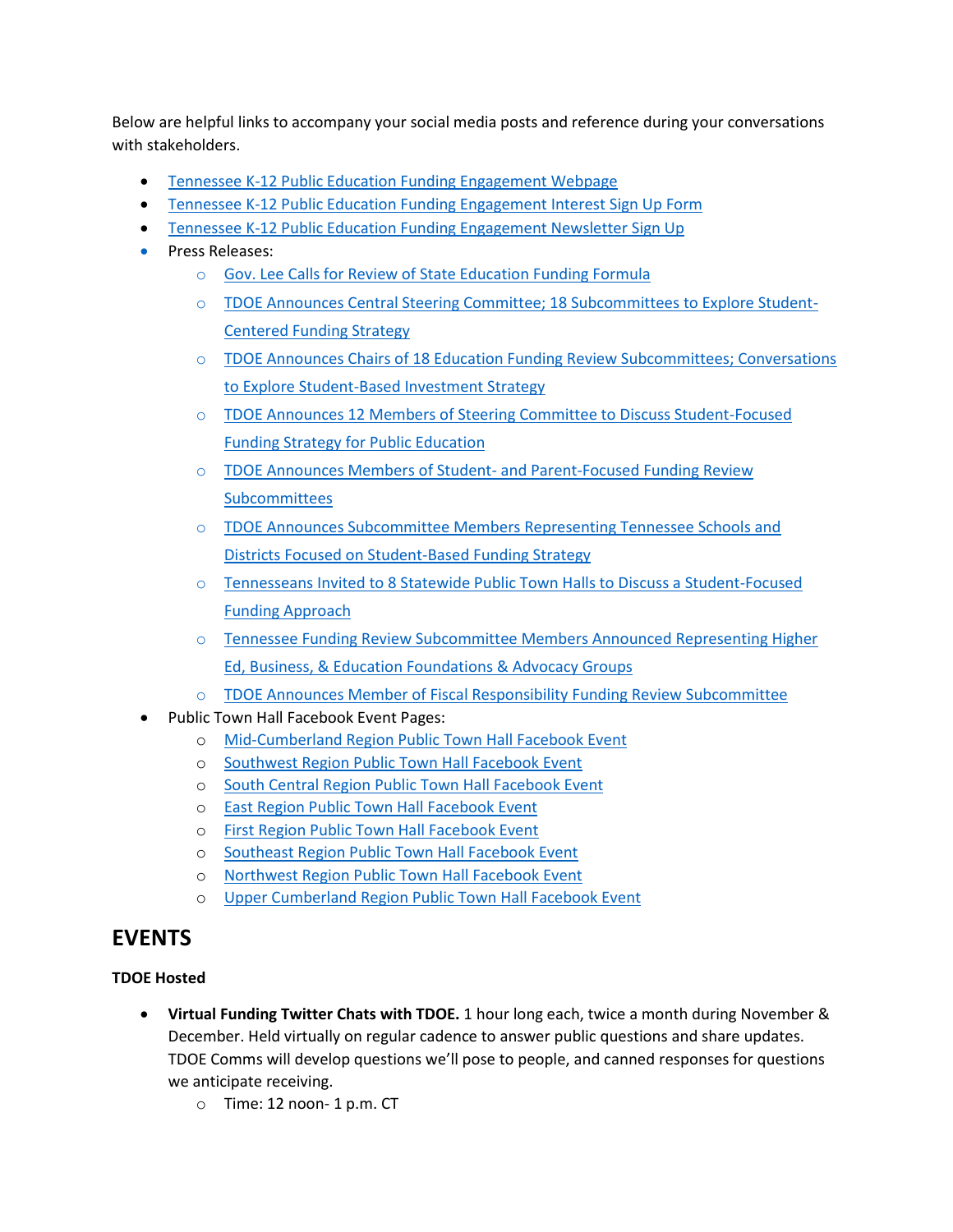Below are helpful links to accompany your social media posts and reference during your conversations with stakeholders.

- Tennessee K-12 Public Education Funding Engagement Webpage
- Tennessee K-12 Public Education Funding Engagement Interest Sign Up Form
- Tennessee K-12 Public Education Funding Engagement Newsletter Sign Up
- Press Releases:
  - Gov. Lee Calls for Review of State Education Funding Formula
  - TDOE Announces Central Steering Committee; 18 Subcommittees to Explore Student-Centered Funding Strategy
  - TDOE Announces Chairs of 18 Education Funding Review Subcommittees; Conversations to Explore Student-Based Investment Strategy
  - TDOE Announces 12 Members of Steering Committee to Discuss Student-Focused Funding Strategy for Public Education
  - TDOE Announces Members of Student- and Parent-Focused Funding Review Subcommittees
  - TDOE Announces Subcommittee Members Representing Tennessee Schools and Districts Focused on Student-Based Funding Strategy
  - Tennesseans Invited to 8 Statewide Public Town Halls to Discuss a Student-Focused Funding Approach
  - Tennessee Funding Review Subcommittee Members Announced Representing Higher Ed, Business, & Education Foundations & Advocacy Groups
  - TDOE Announces Member of Fiscal Responsibility Funding Review Subcommittee
- Public Town Hall Facebook Event Pages:
  - Mid-Cumberland Region Public Town Hall Facebook Event
  - Southwest Region Public Town Hall Facebook Event
  - South Central Region Public Town Hall Facebook Event
  - East Region Public Town Hall Facebook Event
  - First Region Public Town Hall Facebook Event
  - Southeast Region Public Town Hall Facebook Event
  - Northwest Region Public Town Hall Facebook Event
  - Upper Cumberland Region Public Town Hall Facebook Event

# EVENTS

**TDOE Hosted**

- **Virtual Funding Twitter Chats with TDOE.** 1 hour long each, twice a month during November & December. Held virtually on regular cadence to answer public questions and share updates. TDOE Comms will develop questions we'll pose to people, and canned responses for questions we anticipate receiving.
  - Time: 12 noon- 1 p.m. CT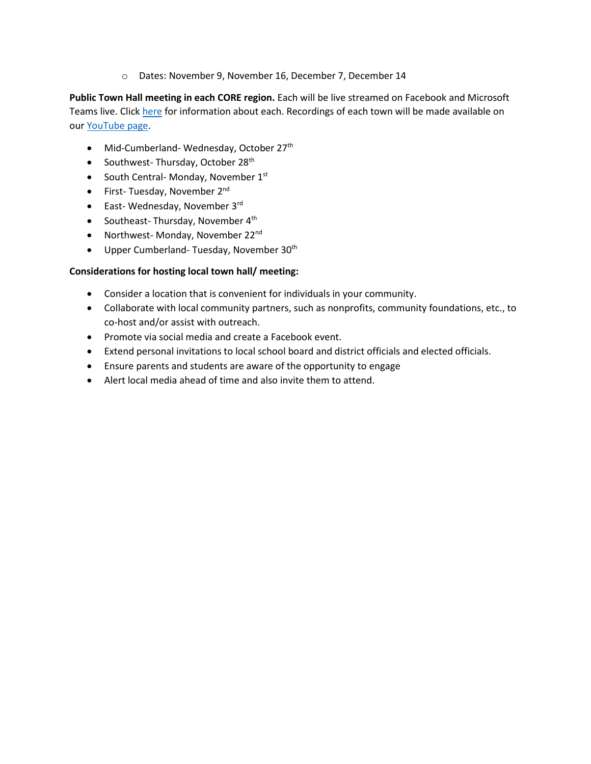- Dates: November 9, November 16, December 7, December 14

**Public Town Hall meeting in each CORE region.** Each will be live streamed on Facebook and Microsoft Teams live. Click here for information about each. Recordings of each town will be made available on our YouTube page.

- Mid-Cumberland- Wednesday, October 27th
- Southwest- Thursday, October 28th
- South Central- Monday, November 1st
- First- Tuesday, November 2nd
- East- Wednesday, November 3rd
- Southeast- Thursday, November 4th
- Northwest- Monday, November 22nd
- Upper Cumberland- Tuesday, November 30th

**Considerations for hosting local town hall/ meeting:**

- Consider a location that is convenient for individuals in your community.
- Collaborate with local community partners, such as nonprofits, community foundations, etc., to co-host and/or assist with outreach.
- Promote via social media and create a Facebook event.
- Extend personal invitations to local school board and district officials and elected officials.
- Ensure parents and students are aware of the opportunity to engage
- Alert local media ahead of time and also invite them to attend.